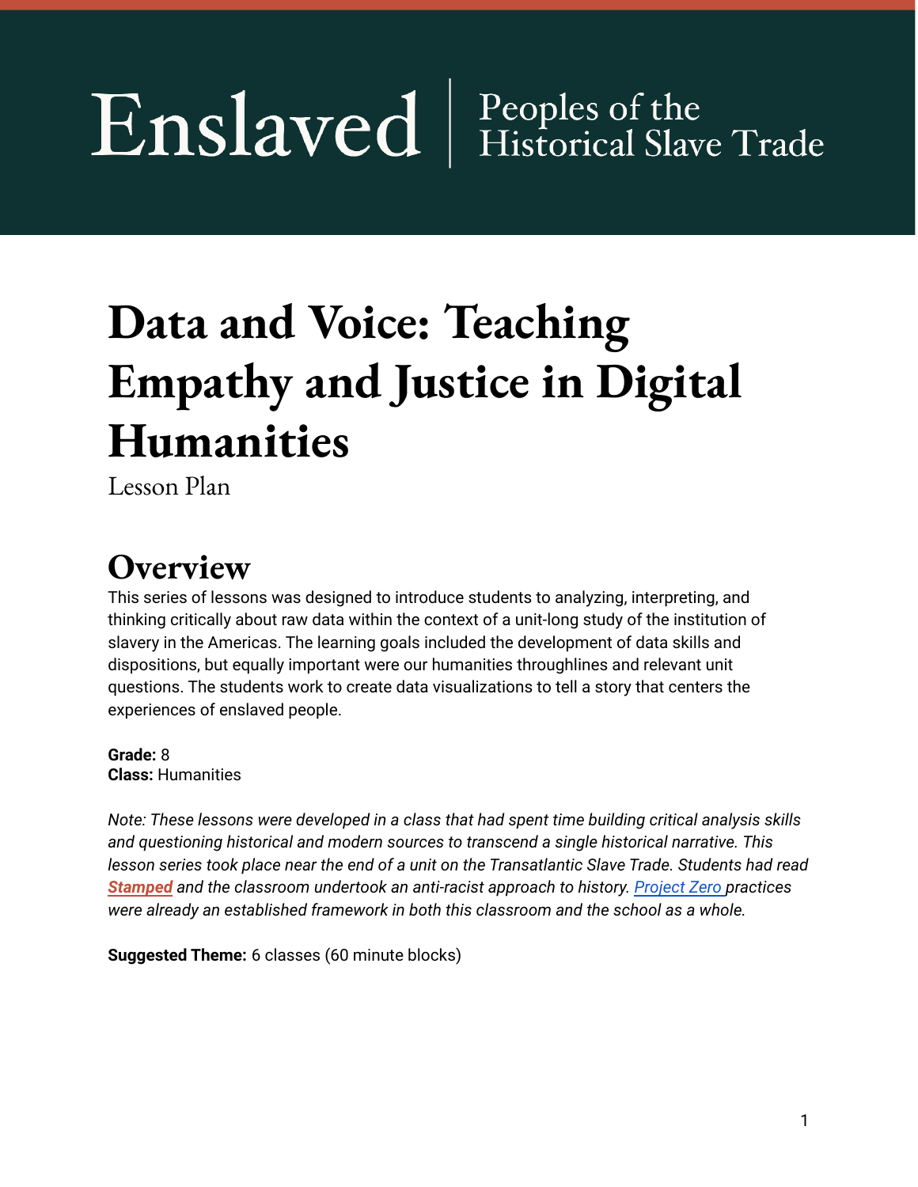Enslaved | Peoples of the Historical Slave Trade

# Data and Voice: Teaching Empathy and Justice in Digital Humanities

Lesson Plan

## Overview

This series of lessons was designed to introduce students to analyzing, interpreting, and thinking critically about raw data within the context of a unit-long study of the institution of slavery in the Americas. The learning goals included the development of data skills and dispositions, but equally important were our humanities throughlines and relevant unit questions. The students work to create data visualizations to tell a story that centers the experiences of enslaved people.

**Grade:** 8
**Class:** Humanities

*Note: These lessons were developed in a class that had spent time building critical analysis skills and questioning historical and modern sources to transcend a single historical narrative. This lesson series took place near the end of a unit on the Transatlantic Slave Trade. Students had read* ***Stamped*** *and the classroom undertook an anti-racist approach to history. Project Zero practices were already an established framework in both this classroom and the school as a whole.*

**Suggested Theme:** 6 classes (60 minute blocks)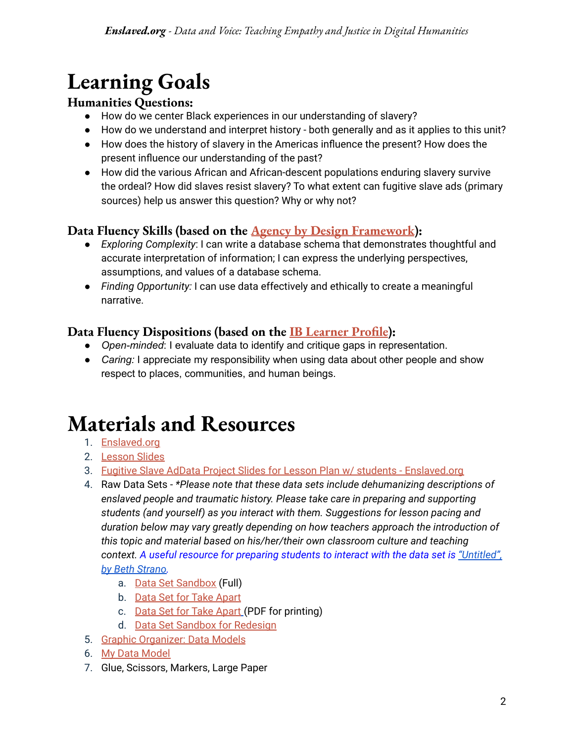# Learning Goals

### Humanities Questions:

- How do we center Black experiences in our understanding of slavery?
- How do we understand and interpret history - both generally and as it applies to this unit?
- How does the history of slavery in the Americas influence the present? How does the present influence our understanding of the past?
- How did the various African and African-descent populations enduring slavery survive the ordeal? How did slaves resist slavery? To what extent can fugitive slave ads (primary sources) help us answer this question? Why or why not?

### Data Fluency Skills (based on the Agency by Design Framework):

- *Exploring Complexity*: I can write a database schema that demonstrates thoughtful and accurate interpretation of information; I can express the underlying perspectives, assumptions, and values of a database schema.
- *Finding Opportunity:* I can use data effectively and ethically to create a meaningful narrative.

### Data Fluency Dispositions (based on the IB Learner Profile):

- *Open-minded*: I evaluate data to identify and critique gaps in representation.
- *Caring:* I appreciate my responsibility when using data about other people and show respect to places, communities, and human beings.

# Materials and Resources

1. Enslaved.org
2. Lesson Slides
3. Fugitive Slave AdData Project Slides for Lesson Plan w/ students - Enslaved.org
4. Raw Data Sets - *\*Please note that these data sets include dehumanizing descriptions of enslaved people and traumatic history. Please take care in preparing and supporting students (and yourself) as you interact with them. Suggestions for lesson pacing and duration below may vary greatly depending on how teachers approach the introduction of this topic and material based on his/her/their own classroom culture and teaching context. A useful resource for preparing students to interact with the data set is "Untitled", by Beth Strano.*
   a. Data Set Sandbox (Full)
   b. Data Set for Take Apart
   c. Data Set for Take Apart (PDF for printing)
   d. Data Set Sandbox for Redesign
5. Graphic Organizer: Data Models
6. My Data Model
7. Glue, Scissors, Markers, Large Paper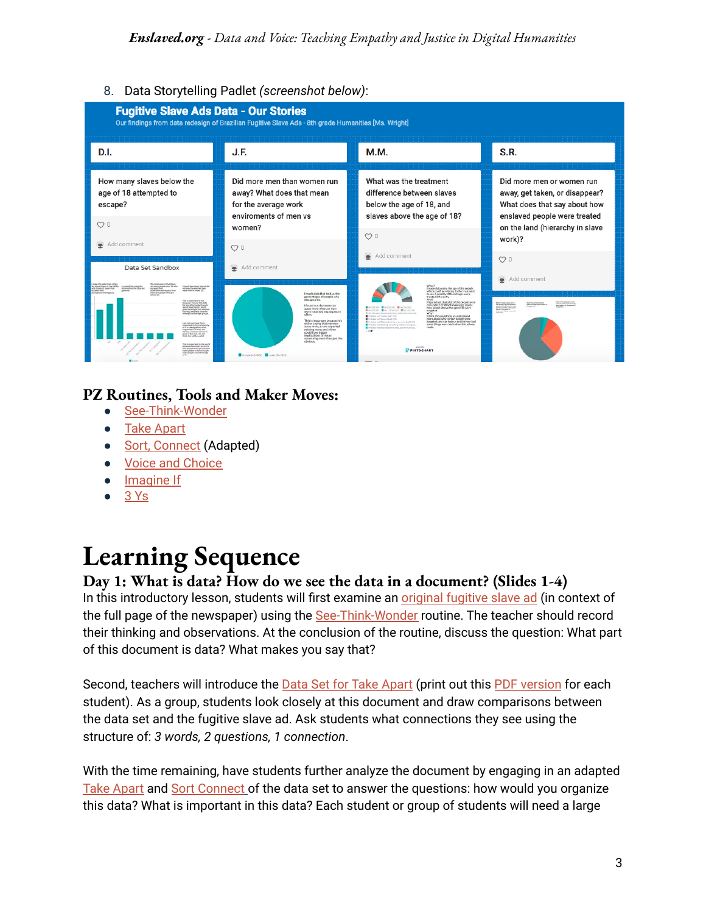8. Data Storytelling Padlet *(screenshot below)*:

## PZ Routines, Tools and Maker Moves:

- See-Think-Wonder
- Take Apart
- Sort, Connect (Adapted)
- Voice and Choice
- Imagine If
- 3 Ys

# Learning Sequence

## Day 1: What is data? How do we see the data in a document? (Slides 1-4)

In this introductory lesson, students will first examine an original fugitive slave ad (in context of the full page of the newspaper) using the See-Think-Wonder routine. The teacher should record their thinking and observations. At the conclusion of the routine, discuss the question: What part of this document is data? What makes you say that?

Second, teachers will introduce the Data Set for Take Apart (print out this PDF version for each student). As a group, students look closely at this document and draw comparisons between the data set and the fugitive slave ad. Ask students what connections they see using the structure of: *3 words, 2 questions, 1 connection*.

With the time remaining, have students further analyze the document by engaging in an adapted Take Apart and Sort Connect of the data set to answer the questions: how would you organize this data? What is important in this data? Each student or group of students will need a large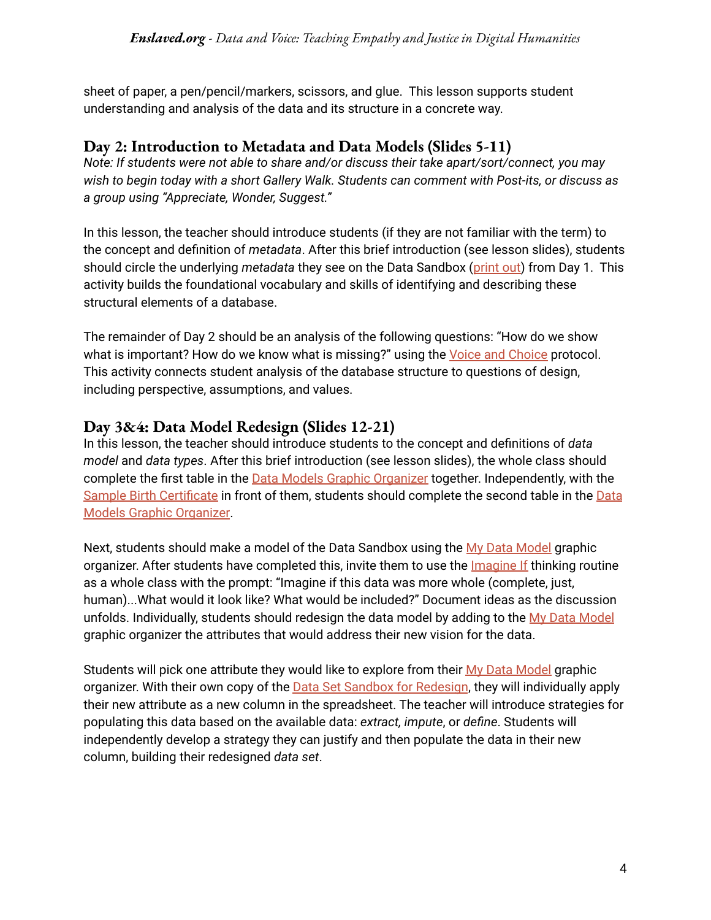sheet of paper, a pen/pencil/markers, scissors, and glue. This lesson supports student understanding and analysis of the data and its structure in a concrete way.

## Day 2: Introduction to Metadata and Data Models (Slides 5-11)

*Note: If students were not able to share and/or discuss their take apart/sort/connect, you may wish to begin today with a short Gallery Walk. Students can comment with Post-its, or discuss as a group using "Appreciate, Wonder, Suggest."*

In this lesson, the teacher should introduce students (if they are not familiar with the term) to the concept and definition of *metadata*. After this brief introduction (see lesson slides), students should circle the underlying *metadata* they see on the Data Sandbox (print out) from Day 1. This activity builds the foundational vocabulary and skills of identifying and describing these structural elements of a database.

The remainder of Day 2 should be an analysis of the following questions: "How do we show what is important? How do we know what is missing?" using the Voice and Choice protocol. This activity connects student analysis of the database structure to questions of design, including perspective, assumptions, and values.

## Day 3&4: Data Model Redesign (Slides 12-21)

In this lesson, the teacher should introduce students to the concept and definitions of *data model* and *data types*. After this brief introduction (see lesson slides), the whole class should complete the first table in the Data Models Graphic Organizer together. Independently, with the Sample Birth Certificate in front of them, students should complete the second table in the Data Models Graphic Organizer.

Next, students should make a model of the Data Sandbox using the My Data Model graphic organizer. After students have completed this, invite them to use the Imagine If thinking routine as a whole class with the prompt: "Imagine if this data was more whole (complete, just, human)...What would it look like? What would be included?" Document ideas as the discussion unfolds. Individually, students should redesign the data model by adding to the My Data Model graphic organizer the attributes that would address their new vision for the data.

Students will pick one attribute they would like to explore from their My Data Model graphic organizer. With their own copy of the Data Set Sandbox for Redesign, they will individually apply their new attribute as a new column in the spreadsheet. The teacher will introduce strategies for populating this data based on the available data: *extract*, *impute*, or *define*. Students will independently develop a strategy they can justify and then populate the data in their new column, building their redesigned *data set*.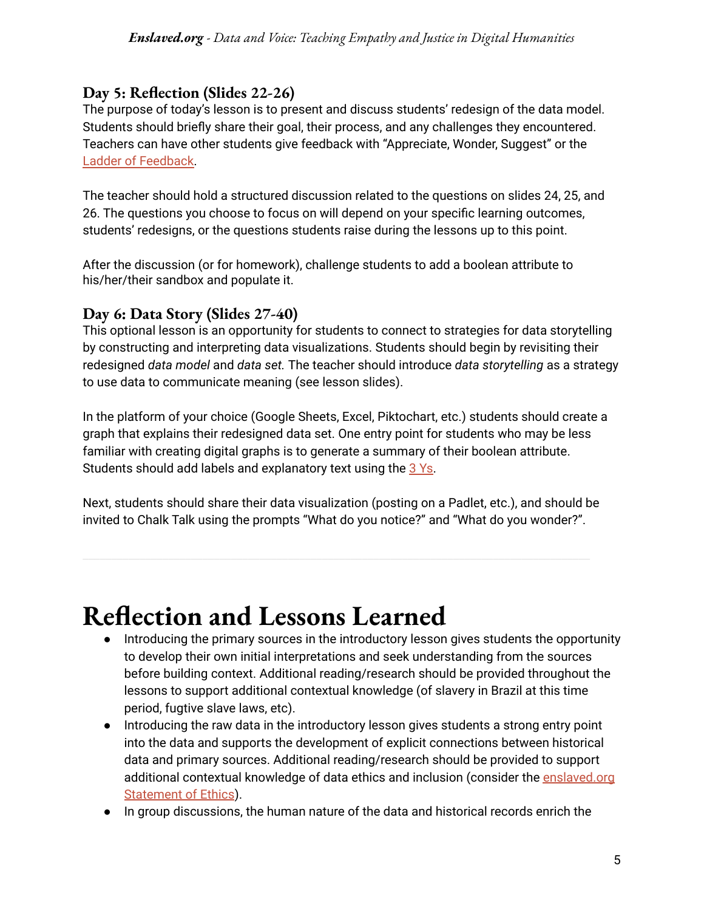### Day 5: Reflection (Slides 22-26)

The purpose of today's lesson is to present and discuss students' redesign of the data model. Students should briefly share their goal, their process, and any challenges they encountered. Teachers can have other students give feedback with "Appreciate, Wonder, Suggest" or the Ladder of Feedback.

The teacher should hold a structured discussion related to the questions on slides 24, 25, and 26. The questions you choose to focus on will depend on your specific learning outcomes, students' redesigns, or the questions students raise during the lessons up to this point.

After the discussion (or for homework), challenge students to add a boolean attribute to his/her/their sandbox and populate it.

### Day 6: Data Story (Slides 27-40)

This optional lesson is an opportunity for students to connect to strategies for data storytelling by constructing and interpreting data visualizations. Students should begin by revisiting their redesigned *data model* and *data set.* The teacher should introduce *data storytelling* as a strategy to use data to communicate meaning (see lesson slides).

In the platform of your choice (Google Sheets, Excel, Piktochart, etc.) students should create a graph that explains their redesigned data set. One entry point for students who may be less familiar with creating digital graphs is to generate a summary of their boolean attribute. Students should add labels and explanatory text using the 3 Ys.

Next, students should share their data visualization (posting on a Padlet, etc.), and should be invited to Chalk Talk using the prompts "What do you notice?" and "What do you wonder?".

---

# Reflection and Lessons Learned

- Introducing the primary sources in the introductory lesson gives students the opportunity to develop their own initial interpretations and seek understanding from the sources before building context. Additional reading/research should be provided throughout the lessons to support additional contextual knowledge (of slavery in Brazil at this time period, fugtive slave laws, etc).
- Introducing the raw data in the introductory lesson gives students a strong entry point into the data and supports the development of explicit connections between historical data and primary sources. Additional reading/research should be provided to support additional contextual knowledge of data ethics and inclusion (consider the enslaved.org Statement of Ethics).
- In group discussions, the human nature of the data and historical records enrich the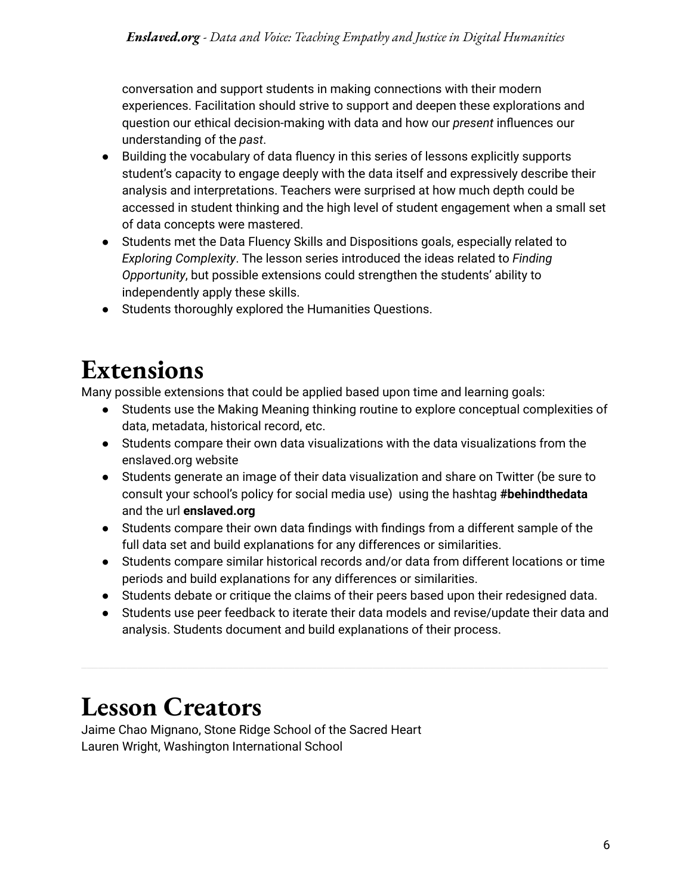conversation and support students in making connections with their modern experiences. Facilitation should strive to support and deepen these explorations and question our ethical decision-making with data and how our *present* influences our understanding of the *past*.

- Building the vocabulary of data fluency in this series of lessons explicitly supports student's capacity to engage deeply with the data itself and expressively describe their analysis and interpretations. Teachers were surprised at how much depth could be accessed in student thinking and the high level of student engagement when a small set of data concepts were mastered.
- Students met the Data Fluency Skills and Dispositions goals, especially related to *Exploring Complexity*. The lesson series introduced the ideas related to *Finding Opportunity*, but possible extensions could strengthen the students' ability to independently apply these skills.
- Students thoroughly explored the Humanities Questions.

# Extensions

Many possible extensions that could be applied based upon time and learning goals:

- Students use the Making Meaning thinking routine to explore conceptual complexities of data, metadata, historical record, etc.
- Students compare their own data visualizations with the data visualizations from the enslaved.org website
- Students generate an image of their data visualization and share on Twitter (be sure to consult your school's policy for social media use) using the hashtag **#behindthedata** and the url **enslaved.org**
- Students compare their own data findings with findings from a different sample of the full data set and build explanations for any differences or similarities.
- Students compare similar historical records and/or data from different locations or time periods and build explanations for any differences or similarities.
- Students debate or critique the claims of their peers based upon their redesigned data.
- Students use peer feedback to iterate their data models and revise/update their data and analysis. Students document and build explanations of their process.

---

# Lesson Creators

Jaime Chao Mignano, Stone Ridge School of the Sacred Heart
Lauren Wright, Washington International School